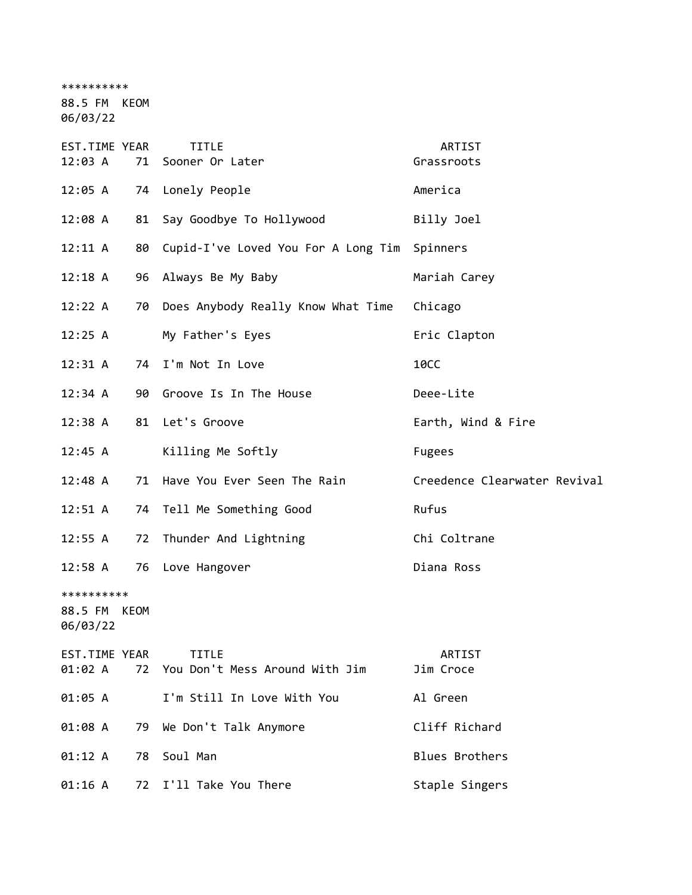**********
88.5 FM KEOM
06/03/22

| EST.TIME | YEAR | TITLE | ARTIST |
|---|---|---|---|
| 12:03 A | 71 | Sooner Or Later | Grassroots |
| 12:05 A | 74 | Lonely People | America |
| 12:08 A | 81 | Say Goodbye To Hollywood | Billy Joel |
| 12:11 A | 80 | Cupid-I've Loved You For A Long Tim | Spinners |
| 12:18 A | 96 | Always Be My Baby | Mariah Carey |
| 12:22 A | 70 | Does Anybody Really Know What Time | Chicago |
| 12:25 A | | My Father's Eyes | Eric Clapton |
| 12:31 A | 74 | I'm Not In Love | 10CC |
| 12:34 A | 90 | Groove Is In The House | Deee-Lite |
| 12:38 A | 81 | Let's Groove | Earth, Wind & Fire |
| 12:45 A | | Killing Me Softly | Fugees |
| 12:48 A | 71 | Have You Ever Seen The Rain | Creedence Clearwater Revival |
| 12:51 A | 74 | Tell Me Something Good | Rufus |
| 12:55 A | 72 | Thunder And Lightning | Chi Coltrane |
| 12:58 A | 76 | Love Hangover | Diana Ross |

**********
88.5 FM KEOM
06/03/22

| EST.TIME | YEAR | TITLE | ARTIST |
|---|---|---|---|
| 01:02 A | 72 | You Don't Mess Around With Jim | Jim Croce |
| 01:05 A | | I'm Still In Love With You | Al Green |
| 01:08 A | 79 | We Don't Talk Anymore | Cliff Richard |
| 01:12 A | 78 | Soul Man | Blues Brothers |
| 01:16 A | 72 | I'll Take You There | Staple Singers |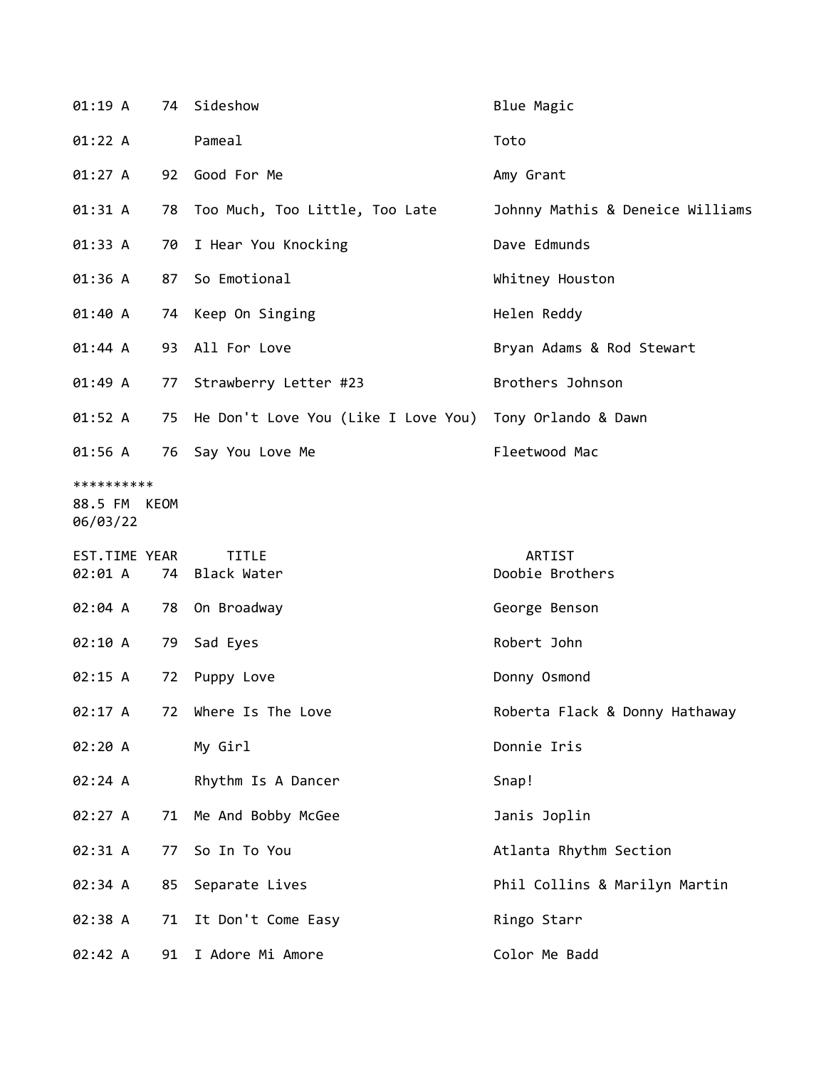| EST.TIME | YEAR | TITLE | ARTIST |
|---|---|---|---|
| 01:19 A | 74 | Sideshow | Blue Magic |
| 01:22 A | | Pameal | Toto |
| 01:27 A | 92 | Good For Me | Amy Grant |
| 01:31 A | 78 | Too Much, Too Little, Too Late | Johnny Mathis & Deneice Williams |
| 01:33 A | 70 | I Hear You Knocking | Dave Edmunds |
| 01:36 A | 87 | So Emotional | Whitney Houston |
| 01:40 A | 74 | Keep On Singing | Helen Reddy |
| 01:44 A | 93 | All For Love | Bryan Adams & Rod Stewart |
| 01:49 A | 77 | Strawberry Letter #23 | Brothers Johnson |
| 01:52 A | 75 | He Don't Love You (Like I Love You) | Tony Orlando & Dawn |
| 01:56 A | 76 | Say You Love Me | Fleetwood Mac |

**********
88.5 FM KEOM
06/03/22

| EST.TIME | YEAR | TITLE | ARTIST |
|---|---|---|---|
| 02:01 A | 74 | Black Water | Doobie Brothers |
| 02:04 A | 78 | On Broadway | George Benson |
| 02:10 A | 79 | Sad Eyes | Robert John |
| 02:15 A | 72 | Puppy Love | Donny Osmond |
| 02:17 A | 72 | Where Is The Love | Roberta Flack & Donny Hathaway |
| 02:20 A | | My Girl | Donnie Iris |
| 02:24 A | | Rhythm Is A Dancer | Snap! |
| 02:27 A | 71 | Me And Bobby McGee | Janis Joplin |
| 02:31 A | 77 | So In To You | Atlanta Rhythm Section |
| 02:34 A | 85 | Separate Lives | Phil Collins & Marilyn Martin |
| 02:38 A | 71 | It Don't Come Easy | Ringo Starr |
| 02:42 A | 91 | I Adore Mi Amore | Color Me Badd |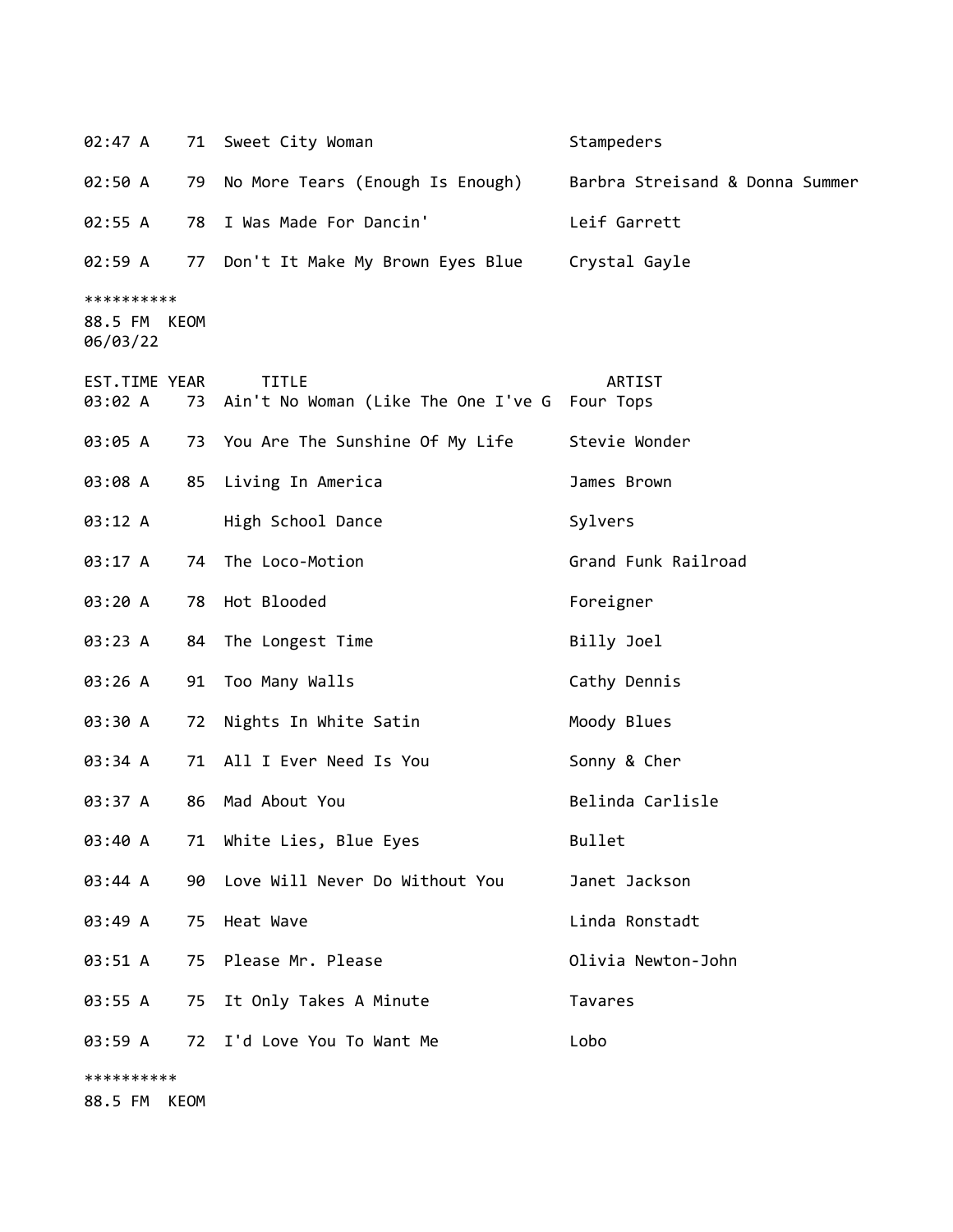| EST.TIME | YEAR | TITLE | ARTIST |
|---|---|---|---|
| 02:47 A | 71 | Sweet City Woman | Stampeders |
| 02:50 A | 79 | No More Tears (Enough Is Enough) | Barbra Streisand & Donna Summer |
| 02:55 A | 78 | I Was Made For Dancin' | Leif Garrett |
| 02:59 A | 77 | Don't It Make My Brown Eyes Blue | Crystal Gayle |

**********
88.5 FM KEOM
06/03/22

| EST.TIME | YEAR | TITLE | ARTIST |
|---|---|---|---|
| 03:02 A | 73 | Ain't No Woman (Like The One I've G | Four Tops |
| 03:05 A | 73 | You Are The Sunshine Of My Life | Stevie Wonder |
| 03:08 A | 85 | Living In America | James Brown |
| 03:12 A | | High School Dance | Sylvers |
| 03:17 A | 74 | The Loco-Motion | Grand Funk Railroad |
| 03:20 A | 78 | Hot Blooded | Foreigner |
| 03:23 A | 84 | The Longest Time | Billy Joel |
| 03:26 A | 91 | Too Many Walls | Cathy Dennis |
| 03:30 A | 72 | Nights In White Satin | Moody Blues |
| 03:34 A | 71 | All I Ever Need Is You | Sonny & Cher |
| 03:37 A | 86 | Mad About You | Belinda Carlisle |
| 03:40 A | 71 | White Lies, Blue Eyes | Bullet |
| 03:44 A | 90 | Love Will Never Do Without You | Janet Jackson |
| 03:49 A | 75 | Heat Wave | Linda Ronstadt |
| 03:51 A | 75 | Please Mr. Please | Olivia Newton-John |
| 03:55 A | 75 | It Only Takes A Minute | Tavares |
| 03:59 A | 72 | I'd Love You To Want Me | Lobo |

**********
88.5 FM KEOM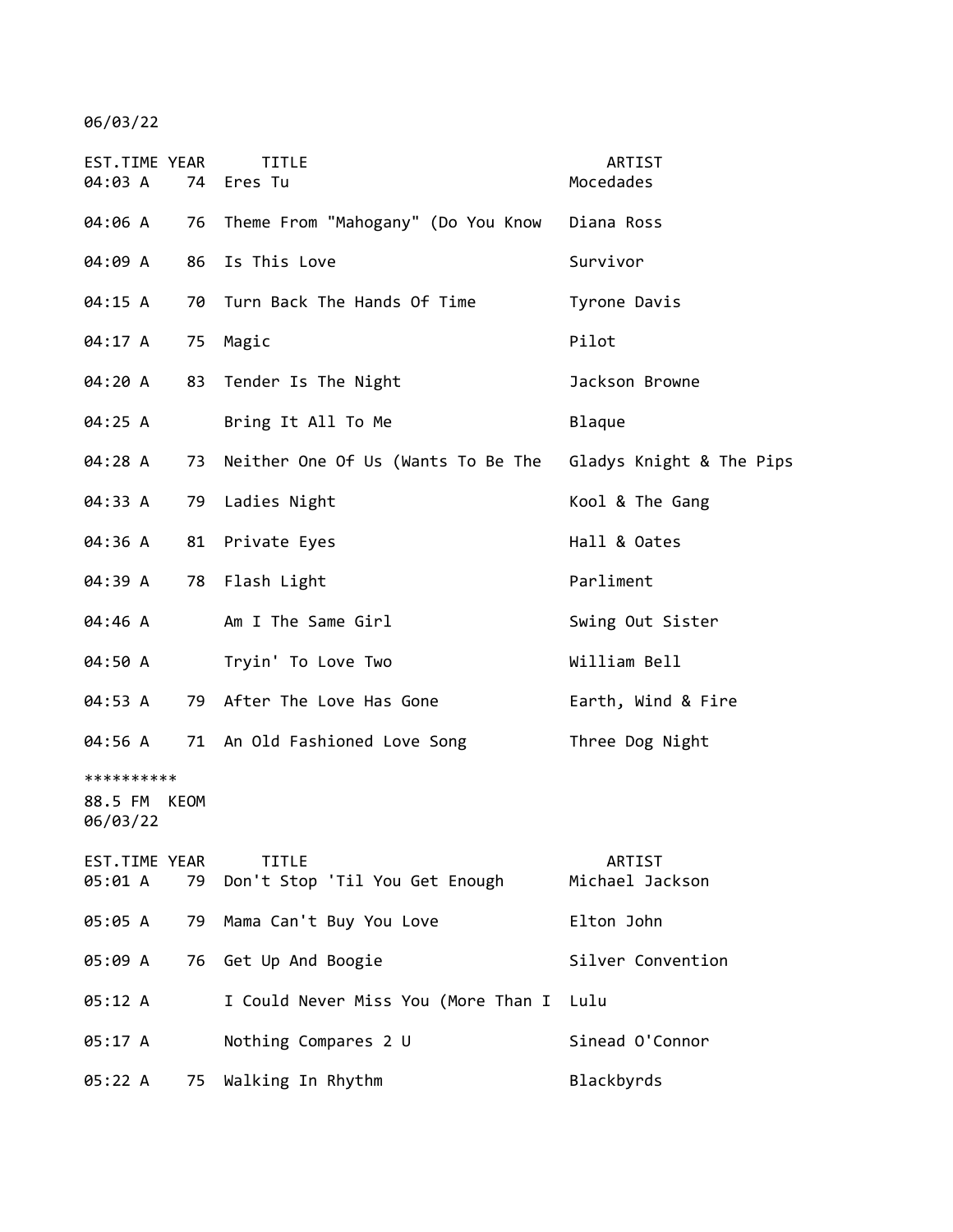06/03/22

| EST.TIME | YEAR | TITLE | ARTIST |
|---|---|---|---|
| 04:03 A | 74 | Eres Tu | Mocedades |
| 04:06 A | 76 | Theme From "Mahogany" (Do You Know | Diana Ross |
| 04:09 A | 86 | Is This Love | Survivor |
| 04:15 A | 70 | Turn Back The Hands Of Time | Tyrone Davis |
| 04:17 A | 75 | Magic | Pilot |
| 04:20 A | 83 | Tender Is The Night | Jackson Browne |
| 04:25 A | | Bring It All To Me | Blaque |
| 04:28 A | 73 | Neither One Of Us (Wants To Be The | Gladys Knight & The Pips |
| 04:33 A | 79 | Ladies Night | Kool & The Gang |
| 04:36 A | 81 | Private Eyes | Hall & Oates |
| 04:39 A | 78 | Flash Light | Parliment |
| 04:46 A | | Am I The Same Girl | Swing Out Sister |
| 04:50 A | | Tryin' To Love Two | William Bell |
| 04:53 A | 79 | After The Love Has Gone | Earth, Wind & Fire |
| 04:56 A | 71 | An Old Fashioned Love Song | Three Dog Night |

**********

88.5 FM KEOM
06/03/22

| EST.TIME | YEAR | TITLE | ARTIST |
|---|---|---|---|
| 05:01 A | 79 | Don't Stop 'Til You Get Enough | Michael Jackson |
| 05:05 A | 79 | Mama Can't Buy You Love | Elton John |
| 05:09 A | 76 | Get Up And Boogie | Silver Convention |
| 05:12 A | | I Could Never Miss You (More Than I | Lulu |
| 05:17 A | | Nothing Compares 2 U | Sinead O'Connor |
| 05:22 A | 75 | Walking In Rhythm | Blackbyrds |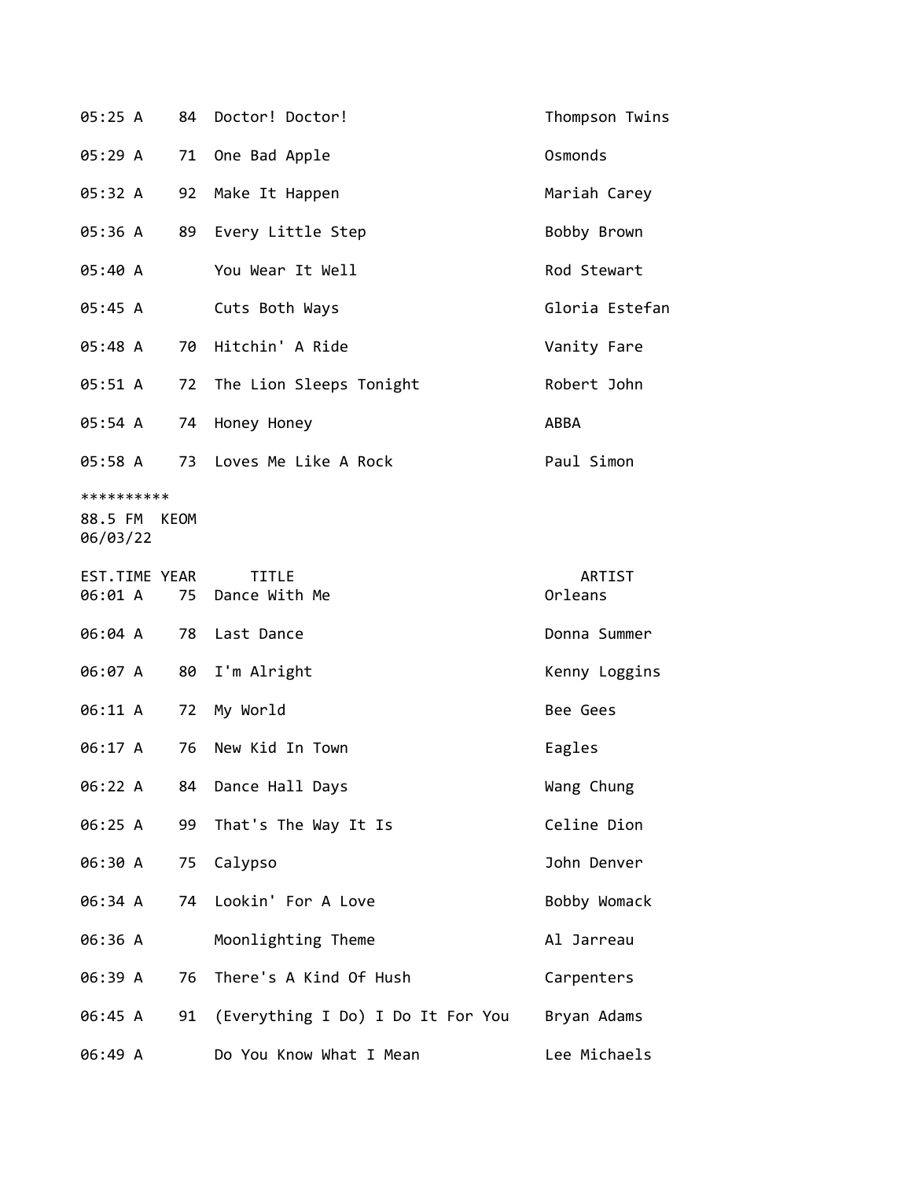| | | | |
|---|---|---|---|
| 05:25 A | 84 | Doctor! Doctor! | Thompson Twins |
| 05:29 A | 71 | One Bad Apple | Osmonds |
| 05:32 A | 92 | Make It Happen | Mariah Carey |
| 05:36 A | 89 | Every Little Step | Bobby Brown |
| 05:40 A | | You Wear It Well | Rod Stewart |
| 05:45 A | | Cuts Both Ways | Gloria Estefan |
| 05:48 A | 70 | Hitchin' A Ride | Vanity Fare |
| 05:51 A | 72 | The Lion Sleeps Tonight | Robert John |
| 05:54 A | 74 | Honey Honey | ABBA |
| 05:58 A | 73 | Loves Me Like A Rock | Paul Simon |

**********
88.5 FM KEOM
06/03/22

| EST.TIME | YEAR | TITLE | ARTIST |
|---|---|---|---|
| 06:01 A | 75 | Dance With Me | Orleans |
| 06:04 A | 78 | Last Dance | Donna Summer |
| 06:07 A | 80 | I'm Alright | Kenny Loggins |
| 06:11 A | 72 | My World | Bee Gees |
| 06:17 A | 76 | New Kid In Town | Eagles |
| 06:22 A | 84 | Dance Hall Days | Wang Chung |
| 06:25 A | 99 | That's The Way It Is | Celine Dion |
| 06:30 A | 75 | Calypso | John Denver |
| 06:34 A | 74 | Lookin' For A Love | Bobby Womack |
| 06:36 A | | Moonlighting Theme | Al Jarreau |
| 06:39 A | 76 | There's A Kind Of Hush | Carpenters |
| 06:45 A | 91 | (Everything I Do) I Do It For You | Bryan Adams |
| 06:49 A | | Do You Know What I Mean | Lee Michaels |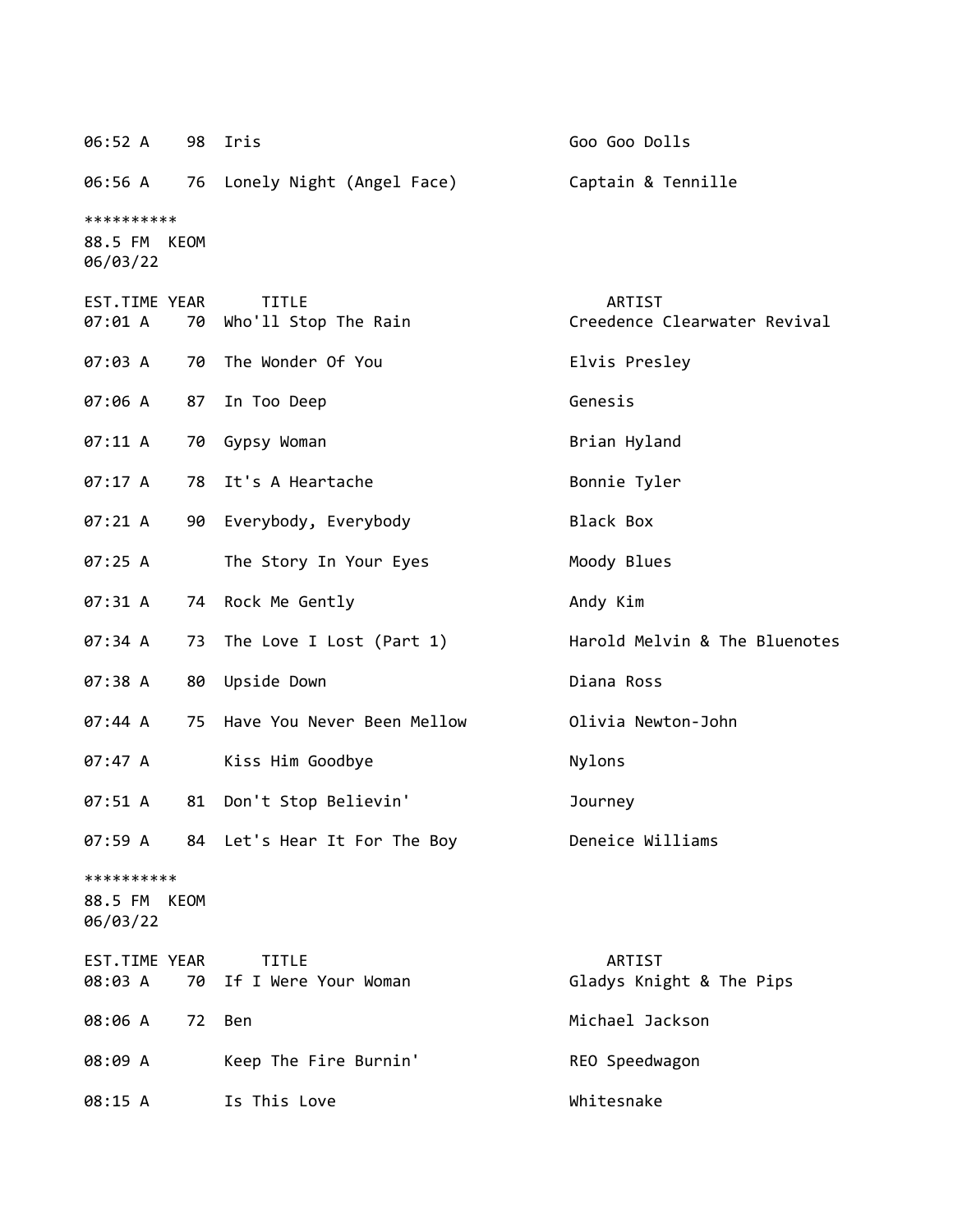| EST.TIME | YEAR | TITLE | ARTIST |
|---|---|---|---|
| 06:52 A | 98 | Iris | Goo Goo Dolls |
| 06:56 A | 76 | Lonely Night (Angel Face) | Captain & Tennille |

**********
88.5 FM KEOM
06/03/22

| EST.TIME | YEAR | TITLE | ARTIST |
|---|---|---|---|
| 07:01 A | 70 | Who'll Stop The Rain | Creedence Clearwater Revival |
| 07:03 A | 70 | The Wonder Of You | Elvis Presley |
| 07:06 A | 87 | In Too Deep | Genesis |
| 07:11 A | 70 | Gypsy Woman | Brian Hyland |
| 07:17 A | 78 | It's A Heartache | Bonnie Tyler |
| 07:21 A | 90 | Everybody, Everybody | Black Box |
| 07:25 A | | The Story In Your Eyes | Moody Blues |
| 07:31 A | 74 | Rock Me Gently | Andy Kim |
| 07:34 A | 73 | The Love I Lost (Part 1) | Harold Melvin & The Bluenotes |
| 07:38 A | 80 | Upside Down | Diana Ross |
| 07:44 A | 75 | Have You Never Been Mellow | Olivia Newton-John |
| 07:47 A | | Kiss Him Goodbye | Nylons |
| 07:51 A | 81 | Don't Stop Believin' | Journey |
| 07:59 A | 84 | Let's Hear It For The Boy | Deneice Williams |

**********
88.5 FM KEOM
06/03/22

| EST.TIME | YEAR | TITLE | ARTIST |
|---|---|---|---|
| 08:03 A | 70 | If I Were Your Woman | Gladys Knight & The Pips |
| 08:06 A | 72 | Ben | Michael Jackson |
| 08:09 A | | Keep The Fire Burnin' | REO Speedwagon |
| 08:15 A | | Is This Love | Whitesnake |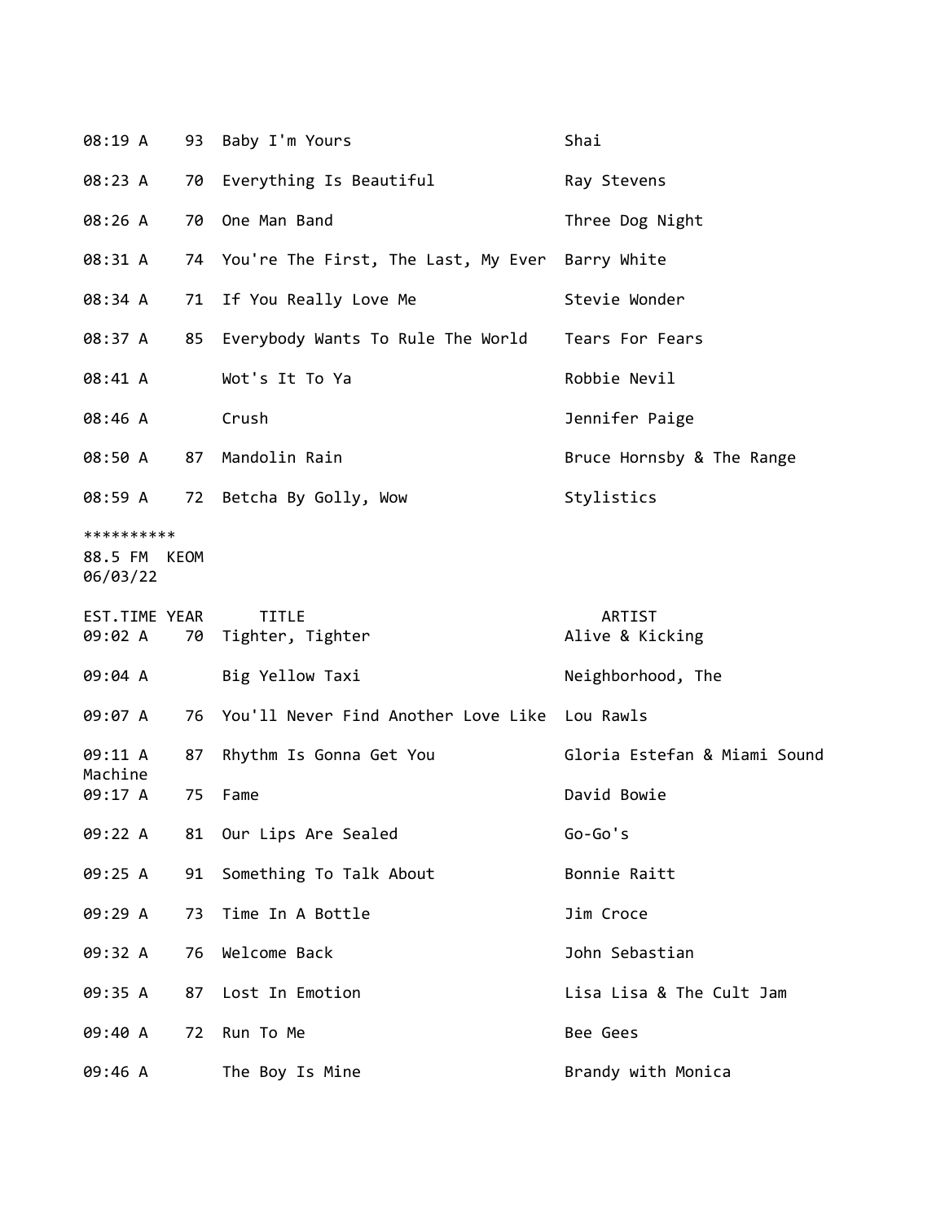| EST.TIME | YEAR | TITLE | ARTIST |
|---|---|---|---|
| 08:19 A | 93 | Baby I'm Yours | Shai |
| 08:23 A | 70 | Everything Is Beautiful | Ray Stevens |
| 08:26 A | 70 | One Man Band | Three Dog Night |
| 08:31 A | 74 | You're The First, The Last, My Ever | Barry White |
| 08:34 A | 71 | If You Really Love Me | Stevie Wonder |
| 08:37 A | 85 | Everybody Wants To Rule The World | Tears For Fears |
| 08:41 A | | Wot's It To Ya | Robbie Nevil |
| 08:46 A | | Crush | Jennifer Paige |
| 08:50 A | 87 | Mandolin Rain | Bruce Hornsby & The Range |
| 08:59 A | 72 | Betcha By Golly, Wow | Stylistics |

**********
88.5 FM KEOM
06/03/22

| EST.TIME | YEAR | TITLE | ARTIST |
|---|---|---|---|
| 09:02 A | 70 | Tighter, Tighter | Alive & Kicking |
| 09:04 A | | Big Yellow Taxi | Neighborhood, The |
| 09:07 A | 76 | You'll Never Find Another Love Like | Lou Rawls |
| 09:11 A | 87 | Rhythm Is Gonna Get You | Gloria Estefan & Miami Sound Machine |
| 09:17 A | 75 | Fame | David Bowie |
| 09:22 A | 81 | Our Lips Are Sealed | Go-Go's |
| 09:25 A | 91 | Something To Talk About | Bonnie Raitt |
| 09:29 A | 73 | Time In A Bottle | Jim Croce |
| 09:32 A | 76 | Welcome Back | John Sebastian |
| 09:35 A | 87 | Lost In Emotion | Lisa Lisa & The Cult Jam |
| 09:40 A | 72 | Run To Me | Bee Gees |
| 09:46 A | | The Boy Is Mine | Brandy with Monica |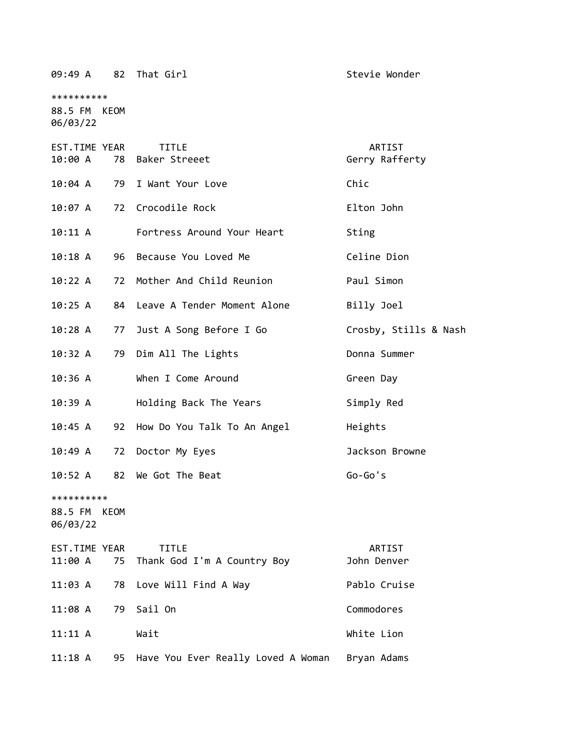| EST.TIME | YEAR | TITLE | ARTIST |
|---|---|---|---|
| 09:49 A | 82 | That Girl | Stevie Wonder |

**********
88.5 FM KEOM
06/03/22

| EST.TIME | YEAR | TITLE | ARTIST |
|---|---|---|---|
| 10:00 A | 78 | Baker Streeet | Gerry Rafferty |
| 10:04 A | 79 | I Want Your Love | Chic |
| 10:07 A | 72 | Crocodile Rock | Elton John |
| 10:11 A | | Fortress Around Your Heart | Sting |
| 10:18 A | 96 | Because You Loved Me | Celine Dion |
| 10:22 A | 72 | Mother And Child Reunion | Paul Simon |
| 10:25 A | 84 | Leave A Tender Moment Alone | Billy Joel |
| 10:28 A | 77 | Just A Song Before I Go | Crosby, Stills & Nash |
| 10:32 A | 79 | Dim All The Lights | Donna Summer |
| 10:36 A | | When I Come Around | Green Day |
| 10:39 A | | Holding Back The Years | Simply Red |
| 10:45 A | 92 | How Do You Talk To An Angel | Heights |
| 10:49 A | 72 | Doctor My Eyes | Jackson Browne |
| 10:52 A | 82 | We Got The Beat | Go-Go's |

**********
88.5 FM KEOM
06/03/22

| EST.TIME | YEAR | TITLE | ARTIST |
|---|---|---|---|
| 11:00 A | 75 | Thank God I'm A Country Boy | John Denver |
| 11:03 A | 78 | Love Will Find A Way | Pablo Cruise |
| 11:08 A | 79 | Sail On | Commodores |
| 11:11 A | | Wait | White Lion |
| 11:18 A | 95 | Have You Ever Really Loved A Woman | Bryan Adams |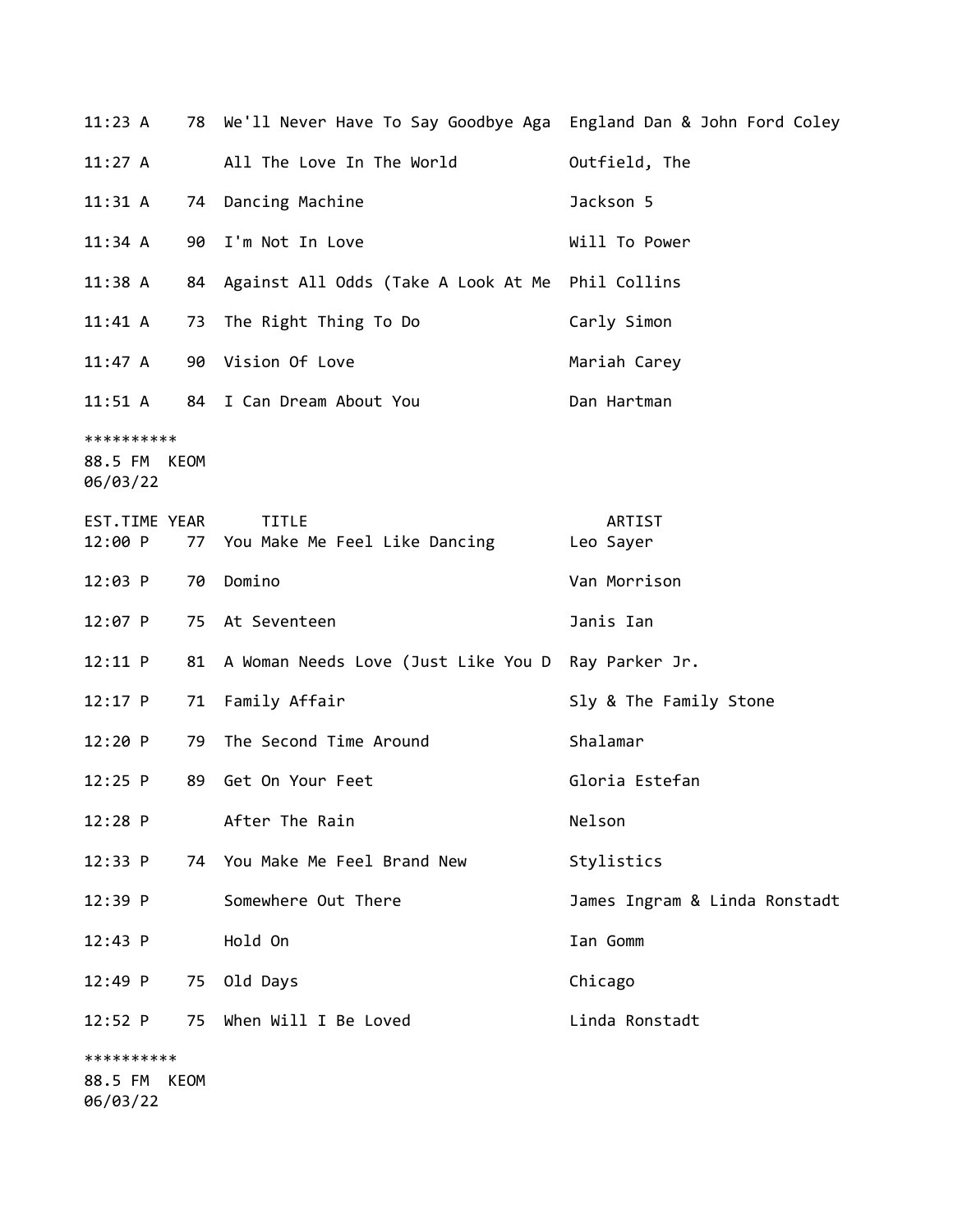| EST.TIME | YEAR | TITLE | ARTIST |
|---|---|---|---|
| 11:23 A | 78 | We'll Never Have To Say Goodbye Aga | England Dan & John Ford Coley |
| 11:27 A | | All The Love In The World | Outfield, The |
| 11:31 A | 74 | Dancing Machine | Jackson 5 |
| 11:34 A | 90 | I'm Not In Love | Will To Power |
| 11:38 A | 84 | Against All Odds (Take A Look At Me | Phil Collins |
| 11:41 A | 73 | The Right Thing To Do | Carly Simon |
| 11:47 A | 90 | Vision Of Love | Mariah Carey |
| 11:51 A | 84 | I Can Dream About You | Dan Hartman |

**********
88.5 FM KEOM
06/03/22

| EST.TIME | YEAR | TITLE | ARTIST |
|---|---|---|---|
| 12:00 P | 77 | You Make Me Feel Like Dancing | Leo Sayer |
| 12:03 P | 70 | Domino | Van Morrison |
| 12:07 P | 75 | At Seventeen | Janis Ian |
| 12:11 P | 81 | A Woman Needs Love (Just Like You D | Ray Parker Jr. |
| 12:17 P | 71 | Family Affair | Sly & The Family Stone |
| 12:20 P | 79 | The Second Time Around | Shalamar |
| 12:25 P | 89 | Get On Your Feet | Gloria Estefan |
| 12:28 P | | After The Rain | Nelson |
| 12:33 P | 74 | You Make Me Feel Brand New | Stylistics |
| 12:39 P | | Somewhere Out There | James Ingram & Linda Ronstadt |
| 12:43 P | | Hold On | Ian Gomm |
| 12:49 P | 75 | Old Days | Chicago |
| 12:52 P | 75 | When Will I Be Loved | Linda Ronstadt |

**********
88.5 FM KEOM
06/03/22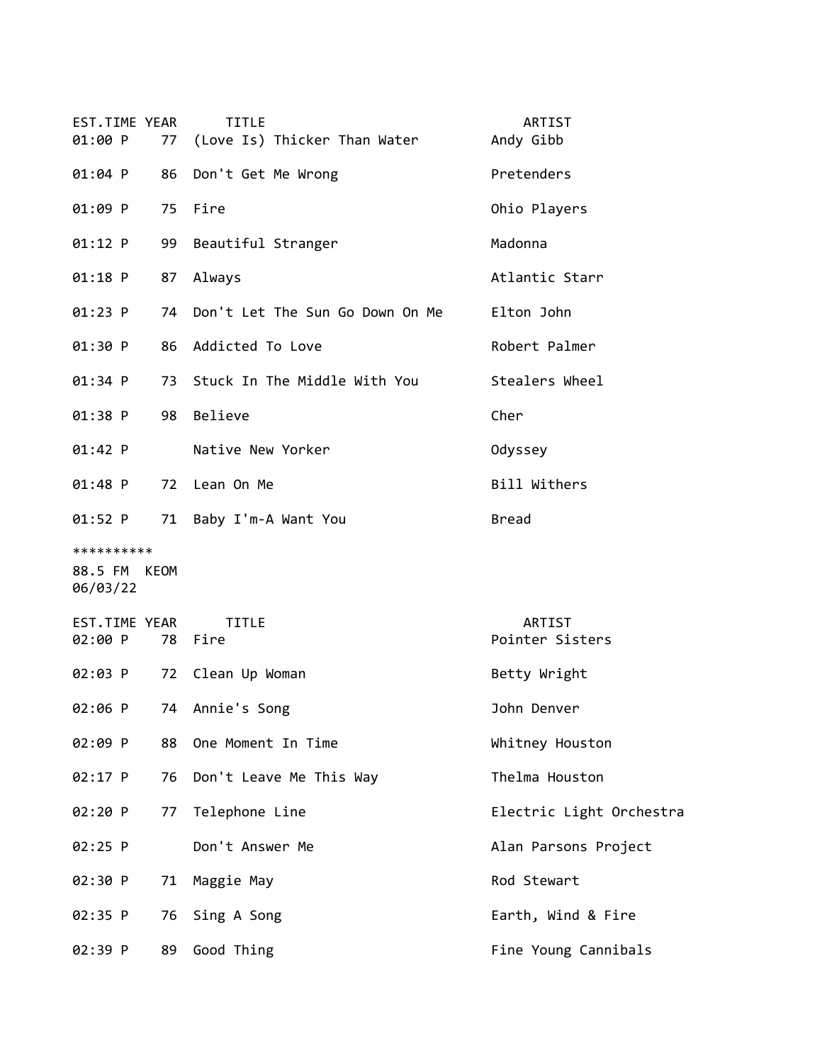| EST.TIME | YEAR | TITLE | ARTIST |
|---|---|---|---|
| 01:00 P | 77 | (Love Is) Thicker Than Water | Andy Gibb |
| 01:04 P | 86 | Don't Get Me Wrong | Pretenders |
| 01:09 P | 75 | Fire | Ohio Players |
| 01:12 P | 99 | Beautiful Stranger | Madonna |
| 01:18 P | 87 | Always | Atlantic Starr |
| 01:23 P | 74 | Don't Let The Sun Go Down On Me | Elton John |
| 01:30 P | 86 | Addicted To Love | Robert Palmer |
| 01:34 P | 73 | Stuck In The Middle With You | Stealers Wheel |
| 01:38 P | 98 | Believe | Cher |
| 01:42 P | | Native New Yorker | Odyssey |
| 01:48 P | 72 | Lean On Me | Bill Withers |
| 01:52 P | 71 | Baby I'm-A Want You | Bread |

**********
88.5 FM KEOM
06/03/22

| EST.TIME | YEAR | TITLE | ARTIST |
|---|---|---|---|
| 02:00 P | 78 | Fire | Pointer Sisters |
| 02:03 P | 72 | Clean Up Woman | Betty Wright |
| 02:06 P | 74 | Annie's Song | John Denver |
| 02:09 P | 88 | One Moment In Time | Whitney Houston |
| 02:17 P | 76 | Don't Leave Me This Way | Thelma Houston |
| 02:20 P | 77 | Telephone Line | Electric Light Orchestra |
| 02:25 P | | Don't Answer Me | Alan Parsons Project |
| 02:30 P | 71 | Maggie May | Rod Stewart |
| 02:35 P | 76 | Sing A Song | Earth, Wind & Fire |
| 02:39 P | 89 | Good Thing | Fine Young Cannibals |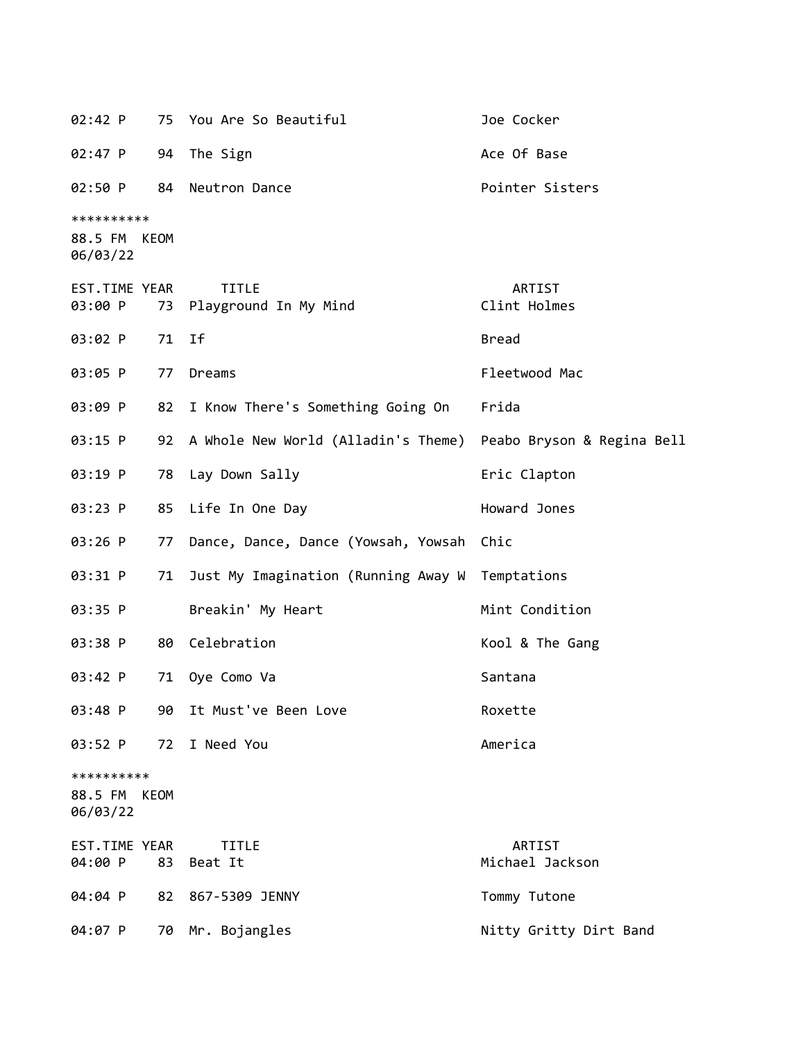| EST.TIME | YEAR | TITLE | ARTIST |
|---|---|---|---|
| 02:42 P | 75 | You Are So Beautiful | Joe Cocker |
| 02:47 P | 94 | The Sign | Ace Of Base |
| 02:50 P | 84 | Neutron Dance | Pointer Sisters |

**********
88.5 FM KEOM
06/03/22

| EST.TIME | YEAR | TITLE | ARTIST |
|---|---|---|---|
| 03:00 P | 73 | Playground In My Mind | Clint Holmes |
| 03:02 P | 71 | If | Bread |
| 03:05 P | 77 | Dreams | Fleetwood Mac |
| 03:09 P | 82 | I Know There's Something Going On | Frida |
| 03:15 P | 92 | A Whole New World (Alladin's Theme) | Peabo Bryson & Regina Bell |
| 03:19 P | 78 | Lay Down Sally | Eric Clapton |
| 03:23 P | 85 | Life In One Day | Howard Jones |
| 03:26 P | 77 | Dance, Dance, Dance (Yowsah, Yowsah | Chic |
| 03:31 P | 71 | Just My Imagination (Running Away W | Temptations |
| 03:35 P | | Breakin' My Heart | Mint Condition |
| 03:38 P | 80 | Celebration | Kool & The Gang |
| 03:42 P | 71 | Oye Como Va | Santana |
| 03:48 P | 90 | It Must've Been Love | Roxette |
| 03:52 P | 72 | I Need You | America |

**********
88.5 FM KEOM
06/03/22

| EST.TIME | YEAR | TITLE | ARTIST |
|---|---|---|---|
| 04:00 P | 83 | Beat It | Michael Jackson |
| 04:04 P | 82 | 867-5309 JENNY | Tommy Tutone |
| 04:07 P | 70 | Mr. Bojangles | Nitty Gritty Dirt Band |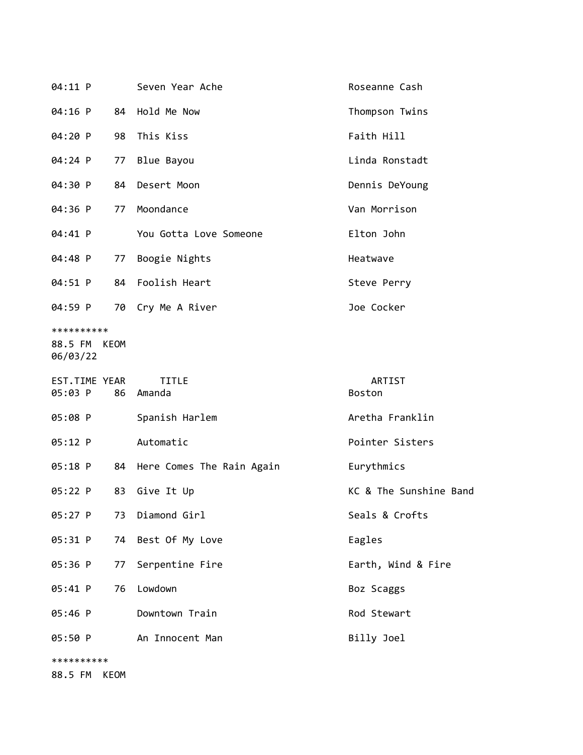| EST.TIME | YEAR | TITLE | ARTIST |
|---|---|---|---|
| 04:11 P | | Seven Year Ache | Roseanne Cash |
| 04:16 P | 84 | Hold Me Now | Thompson Twins |
| 04:20 P | 98 | This Kiss | Faith Hill |
| 04:24 P | 77 | Blue Bayou | Linda Ronstadt |
| 04:30 P | 84 | Desert Moon | Dennis DeYoung |
| 04:36 P | 77 | Moondance | Van Morrison |
| 04:41 P | | You Gotta Love Someone | Elton John |
| 04:48 P | 77 | Boogie Nights | Heatwave |
| 04:51 P | 84 | Foolish Heart | Steve Perry |
| 04:59 P | 70 | Cry Me A River | Joe Cocker |

**********
88.5 FM KEOM
06/03/22

| EST.TIME | YEAR | TITLE | ARTIST |
|---|---|---|---|
| 05:03 P | 86 | Amanda | Boston |
| 05:08 P | | Spanish Harlem | Aretha Franklin |
| 05:12 P | | Automatic | Pointer Sisters |
| 05:18 P | 84 | Here Comes The Rain Again | Eurythmics |
| 05:22 P | 83 | Give It Up | KC & The Sunshine Band |
| 05:27 P | 73 | Diamond Girl | Seals & Crofts |
| 05:31 P | 74 | Best Of My Love | Eagles |
| 05:36 P | 77 | Serpentine Fire | Earth, Wind & Fire |
| 05:41 P | 76 | Lowdown | Boz Scaggs |
| 05:46 P | | Downtown Train | Rod Stewart |
| 05:50 P | | An Innocent Man | Billy Joel |

**********
88.5 FM KEOM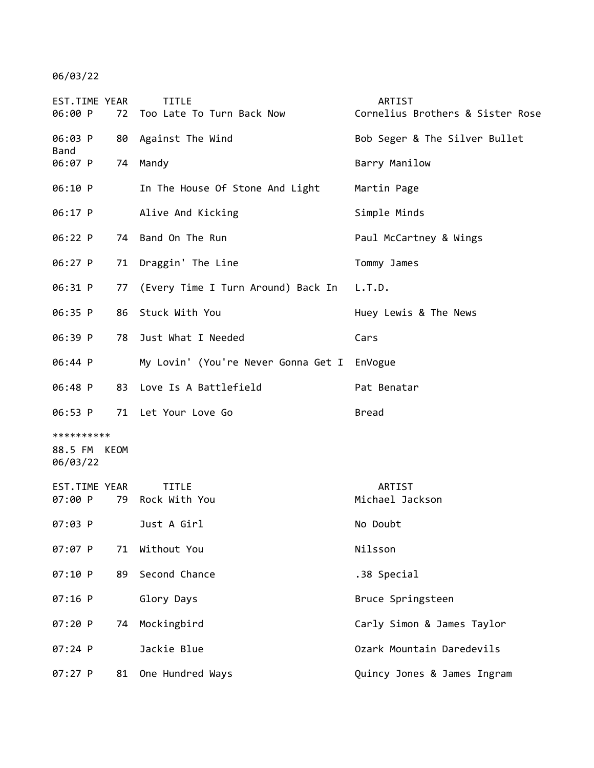06/03/22

| EST.TIME | YEAR | TITLE | ARTIST |
|---|---|---|---|
| 06:00 P | 72 | Too Late To Turn Back Now | Cornelius Brothers & Sister Rose |
| 06:03 P | 80 | Against The Wind | Bob Seger & The Silver Bullet Band |
| 06:07 P | 74 | Mandy | Barry Manilow |
| 06:10 P | | In The House Of Stone And Light | Martin Page |
| 06:17 P | | Alive And Kicking | Simple Minds |
| 06:22 P | 74 | Band On The Run | Paul McCartney & Wings |
| 06:27 P | 71 | Draggin' The Line | Tommy James |
| 06:31 P | 77 | (Every Time I Turn Around) Back In | L.T.D. |
| 06:35 P | 86 | Stuck With You | Huey Lewis & The News |
| 06:39 P | 78 | Just What I Needed | Cars |
| 06:44 P | | My Lovin' (You're Never Gonna Get I | EnVogue |
| 06:48 P | 83 | Love Is A Battlefield | Pat Benatar |
| 06:53 P | 71 | Let Your Love Go | Bread |

**********

88.5 FM KEOM

06/03/22

| EST.TIME | YEAR | TITLE | ARTIST |
|---|---|---|---|
| 07:00 P | 79 | Rock With You | Michael Jackson |
| 07:03 P | | Just A Girl | No Doubt |
| 07:07 P | 71 | Without You | Nilsson |
| 07:10 P | 89 | Second Chance | .38 Special |
| 07:16 P | | Glory Days | Bruce Springsteen |
| 07:20 P | 74 | Mockingbird | Carly Simon & James Taylor |
| 07:24 P | | Jackie Blue | Ozark Mountain Daredevils |
| 07:27 P | 81 | One Hundred Ways | Quincy Jones & James Ingram |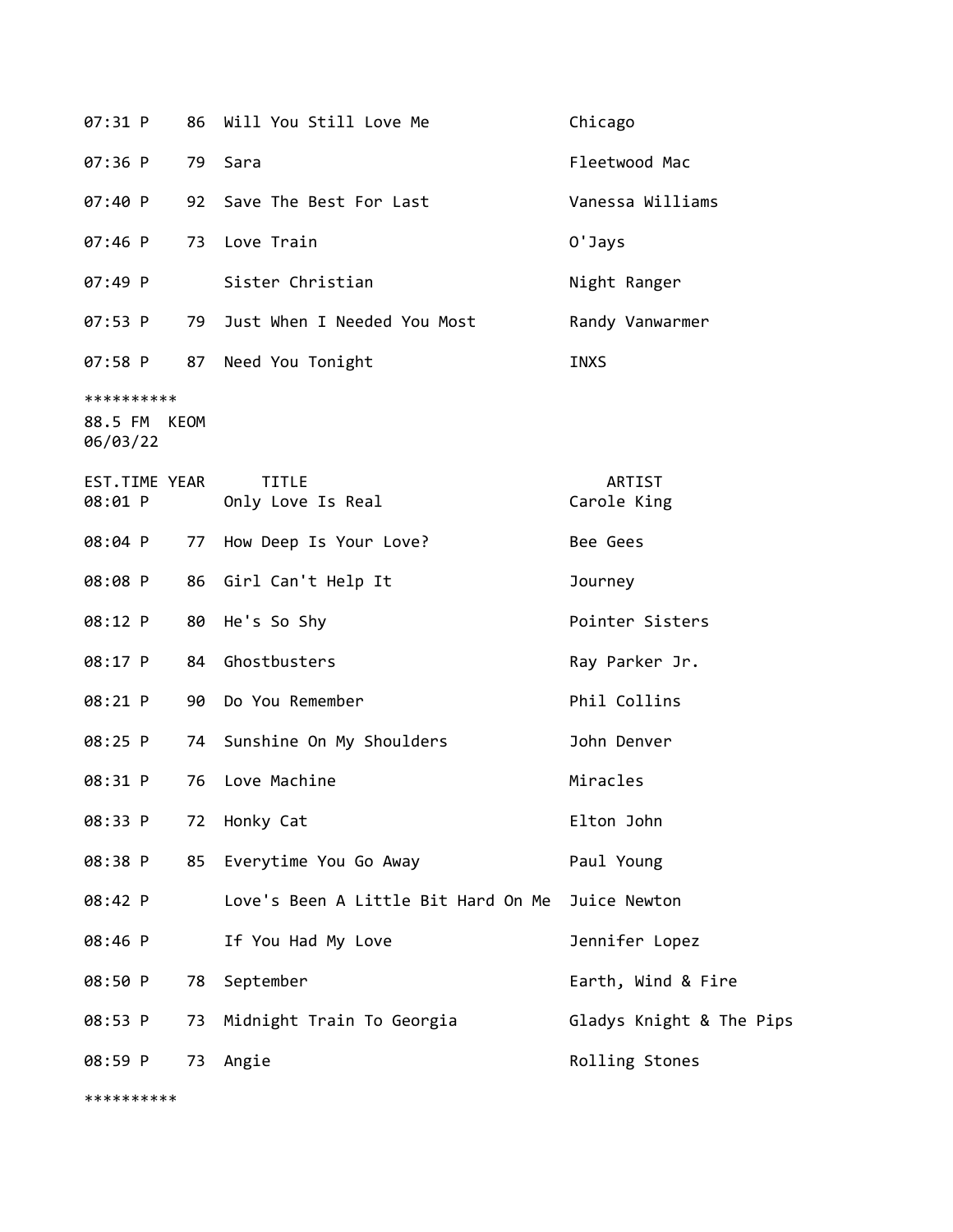| EST.TIME | YEAR | TITLE | ARTIST |
|---|---|---|---|
| 07:31 P | 86 | Will You Still Love Me | Chicago |
| 07:36 P | 79 | Sara | Fleetwood Mac |
| 07:40 P | 92 | Save The Best For Last | Vanessa Williams |
| 07:46 P | 73 | Love Train | O'Jays |
| 07:49 P | | Sister Christian | Night Ranger |
| 07:53 P | 79 | Just When I Needed You Most | Randy Vanwarmer |
| 07:58 P | 87 | Need You Tonight | INXS |

**********

88.5 FM KEOM
06/03/22

| EST.TIME | YEAR | TITLE | ARTIST |
|---|---|---|---|
| 08:01 P | | Only Love Is Real | Carole King |
| 08:04 P | 77 | How Deep Is Your Love? | Bee Gees |
| 08:08 P | 86 | Girl Can't Help It | Journey |
| 08:12 P | 80 | He's So Shy | Pointer Sisters |
| 08:17 P | 84 | Ghostbusters | Ray Parker Jr. |
| 08:21 P | 90 | Do You Remember | Phil Collins |
| 08:25 P | 74 | Sunshine On My Shoulders | John Denver |
| 08:31 P | 76 | Love Machine | Miracles |
| 08:33 P | 72 | Honky Cat | Elton John |
| 08:38 P | 85 | Everytime You Go Away | Paul Young |
| 08:42 P | | Love's Been A Little Bit Hard On Me | Juice Newton |
| 08:46 P | | If You Had My Love | Jennifer Lopez |
| 08:50 P | 78 | September | Earth, Wind & Fire |
| 08:53 P | 73 | Midnight Train To Georgia | Gladys Knight & The Pips |
| 08:59 P | 73 | Angie | Rolling Stones |

**********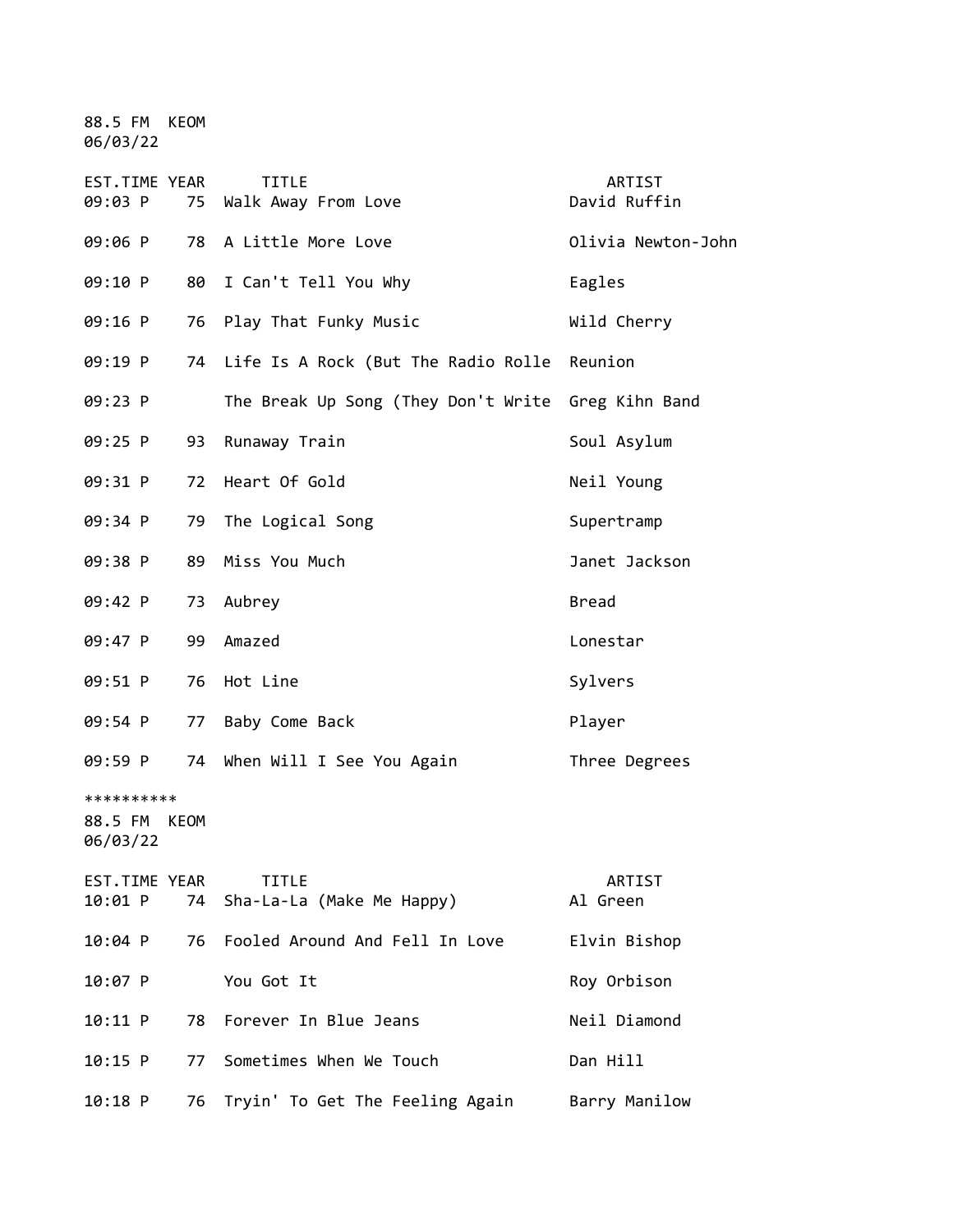88.5 FM KEOM
06/03/22

| EST.TIME | YEAR | TITLE | ARTIST |
|---|---|---|---|
| 09:03 P | 75 | Walk Away From Love | David Ruffin |
| 09:06 P | 78 | A Little More Love | Olivia Newton-John |
| 09:10 P | 80 | I Can't Tell You Why | Eagles |
| 09:16 P | 76 | Play That Funky Music | Wild Cherry |
| 09:19 P | 74 | Life Is A Rock (But The Radio Rolle | Reunion |
| 09:23 P | | The Break Up Song (They Don't Write | Greg Kihn Band |
| 09:25 P | 93 | Runaway Train | Soul Asylum |
| 09:31 P | 72 | Heart Of Gold | Neil Young |
| 09:34 P | 79 | The Logical Song | Supertramp |
| 09:38 P | 89 | Miss You Much | Janet Jackson |
| 09:42 P | 73 | Aubrey | Bread |
| 09:47 P | 99 | Amazed | Lonestar |
| 09:51 P | 76 | Hot Line | Sylvers |
| 09:54 P | 77 | Baby Come Back | Player |
| 09:59 P | 74 | When Will I See You Again | Three Degrees |

**********

88.5 FM KEOM
06/03/22

| EST.TIME | YEAR | TITLE | ARTIST |
|---|---|---|---|
| 10:01 P | 74 | Sha-La-La (Make Me Happy) | Al Green |
| 10:04 P | 76 | Fooled Around And Fell In Love | Elvin Bishop |
| 10:07 P | | You Got It | Roy Orbison |
| 10:11 P | 78 | Forever In Blue Jeans | Neil Diamond |
| 10:15 P | 77 | Sometimes When We Touch | Dan Hill |
| 10:18 P | 76 | Tryin' To Get The Feeling Again | Barry Manilow |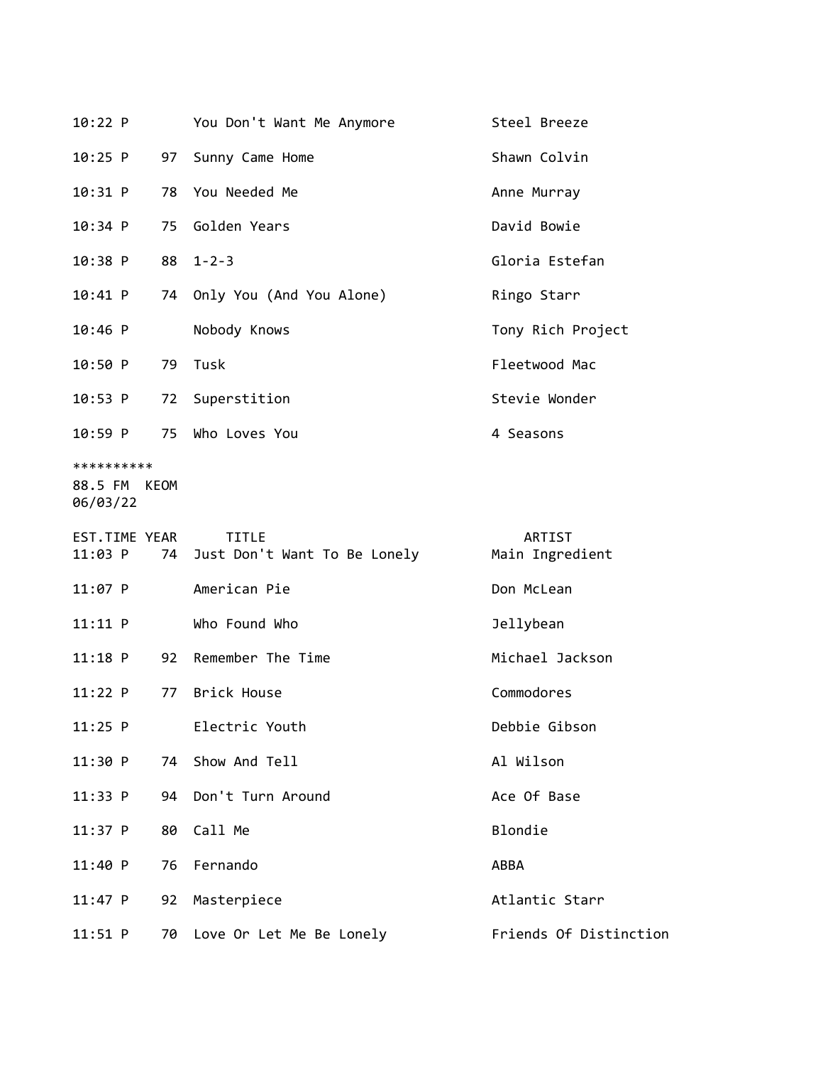| EST.TIME | YEAR | TITLE | ARTIST |
|---|---|---|---|
| 10:22 P | | You Don't Want Me Anymore | Steel Breeze |
| 10:25 P | 97 | Sunny Came Home | Shawn Colvin |
| 10:31 P | 78 | You Needed Me | Anne Murray |
| 10:34 P | 75 | Golden Years | David Bowie |
| 10:38 P | 88 | 1-2-3 | Gloria Estefan |
| 10:41 P | 74 | Only You (And You Alone) | Ringo Starr |
| 10:46 P | | Nobody Knows | Tony Rich Project |
| 10:50 P | 79 | Tusk | Fleetwood Mac |
| 10:53 P | 72 | Superstition | Stevie Wonder |
| 10:59 P | 75 | Who Loves You | 4 Seasons |

**********

88.5 FM KEOM

06/03/22

| EST.TIME | YEAR | TITLE | ARTIST |
|---|---|---|---|
| 11:03 P | 74 | Just Don't Want To Be Lonely | Main Ingredient |
| 11:07 P | | American Pie | Don McLean |
| 11:11 P | | Who Found Who | Jellybean |
| 11:18 P | 92 | Remember The Time | Michael Jackson |
| 11:22 P | 77 | Brick House | Commodores |
| 11:25 P | | Electric Youth | Debbie Gibson |
| 11:30 P | 74 | Show And Tell | Al Wilson |
| 11:33 P | 94 | Don't Turn Around | Ace Of Base |
| 11:37 P | 80 | Call Me | Blondie |
| 11:40 P | 76 | Fernando | ABBA |
| 11:47 P | 92 | Masterpiece | Atlantic Starr |
| 11:51 P | 70 | Love Or Let Me Be Lonely | Friends Of Distinction |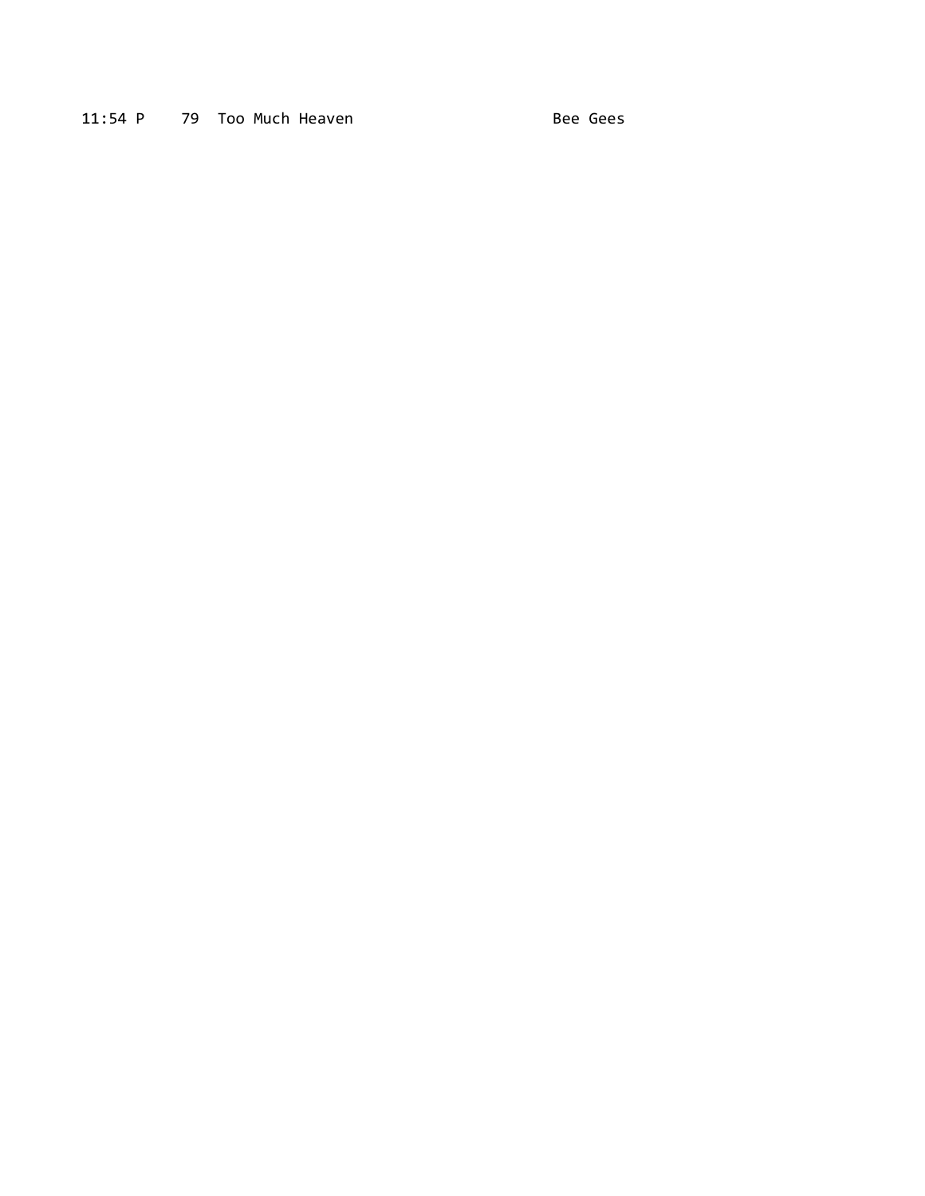| | | | |
|---|---|---|---|
| 11:54 P | 79 | Too Much Heaven | Bee Gees |